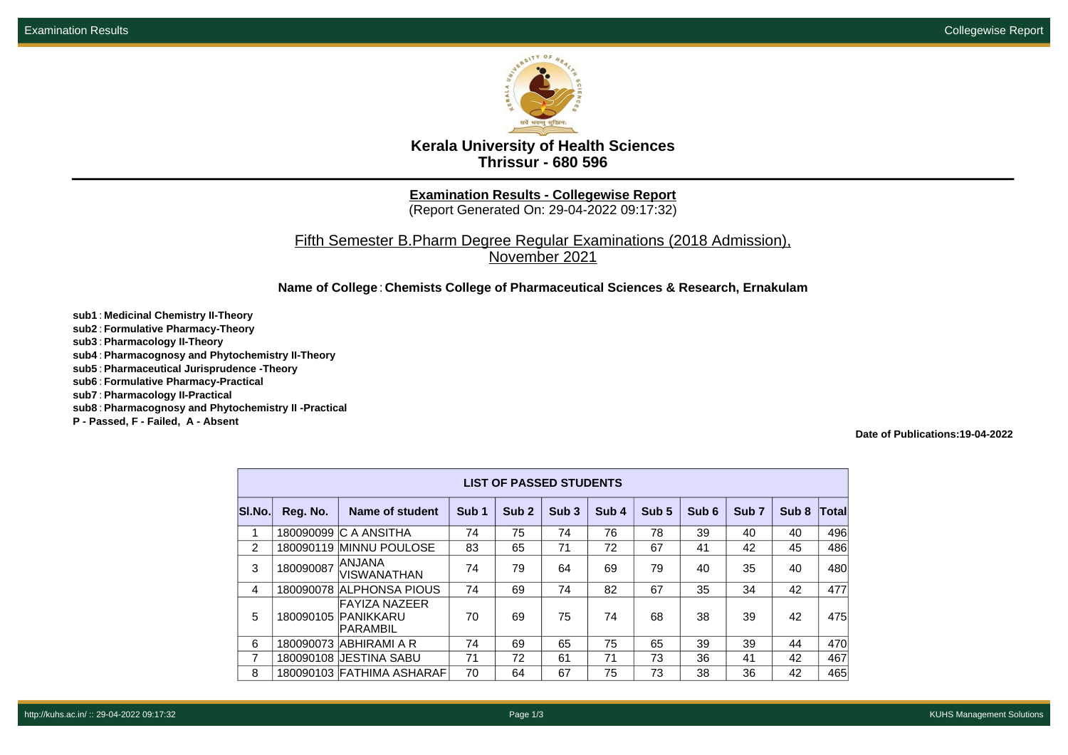# Kerala University of Health Sciences
## Thrissur - 680 596

**Examination Results - Collegewise Report**
(Report Generated On: 29-04-2022 09:17:32)

Fifth Semester B.Pharm Degree Regular Examinations (2018 Admission), November 2021

**Name of College** : **Chemists College of Pharmaceutical Sciences & Research, Ernakulam**

**sub1** : **Medicinal Chemistry II-Theory**
**sub2** : **Formulative Pharmacy-Theory**
**sub3** : **Pharmacology II-Theory**
**sub4** : **Pharmacognosy and Phytochemistry II-Theory**
**sub5** : **Pharmaceutical Jurisprudence -Theory**
**sub6** : **Formulative Pharmacy-Practical**
**sub7** : **Pharmacology II-Practical**
**sub8** : **Pharmacognosy and Phytochemistry II -Practical**
**P - Passed, F - Failed, A - Absent**

**Date of Publications:19-04-2022**

**LIST OF PASSED STUDENTS**

| Sl.No. | Reg. No. | Name of student | Sub 1 | Sub 2 | Sub 3 | Sub 4 | Sub 5 | Sub 6 | Sub 7 | Sub 8 | Total |
|---|---|---|---|---|---|---|---|---|---|---|---|
| 1 | 180090099 | C A ANSITHA | 74 | 75 | 74 | 76 | 78 | 39 | 40 | 40 | 496 |
| 2 | 180090119 | MINNU POULOSE | 83 | 65 | 71 | 72 | 67 | 41 | 42 | 45 | 486 |
| 3 | 180090087 | ANJANA VISWANATHAN | 74 | 79 | 64 | 69 | 79 | 40 | 35 | 40 | 480 |
| 4 | 180090078 | ALPHONSA PIOUS | 74 | 69 | 74 | 82 | 67 | 35 | 34 | 42 | 477 |
| 5 | 180090105 | FAYIZA NAZEER PANIKKARU PARAMBIL | 70 | 69 | 75 | 74 | 68 | 38 | 39 | 42 | 475 |
| 6 | 180090073 | ABHIRAMI A R | 74 | 69 | 65 | 75 | 65 | 39 | 39 | 44 | 470 |
| 7 | 180090108 | JESTINA SABU | 71 | 72 | 61 | 71 | 73 | 36 | 41 | 42 | 467 |
| 8 | 180090103 | FATHIMA ASHARAF | 70 | 64 | 67 | 75 | 73 | 38 | 36 | 42 | 465 |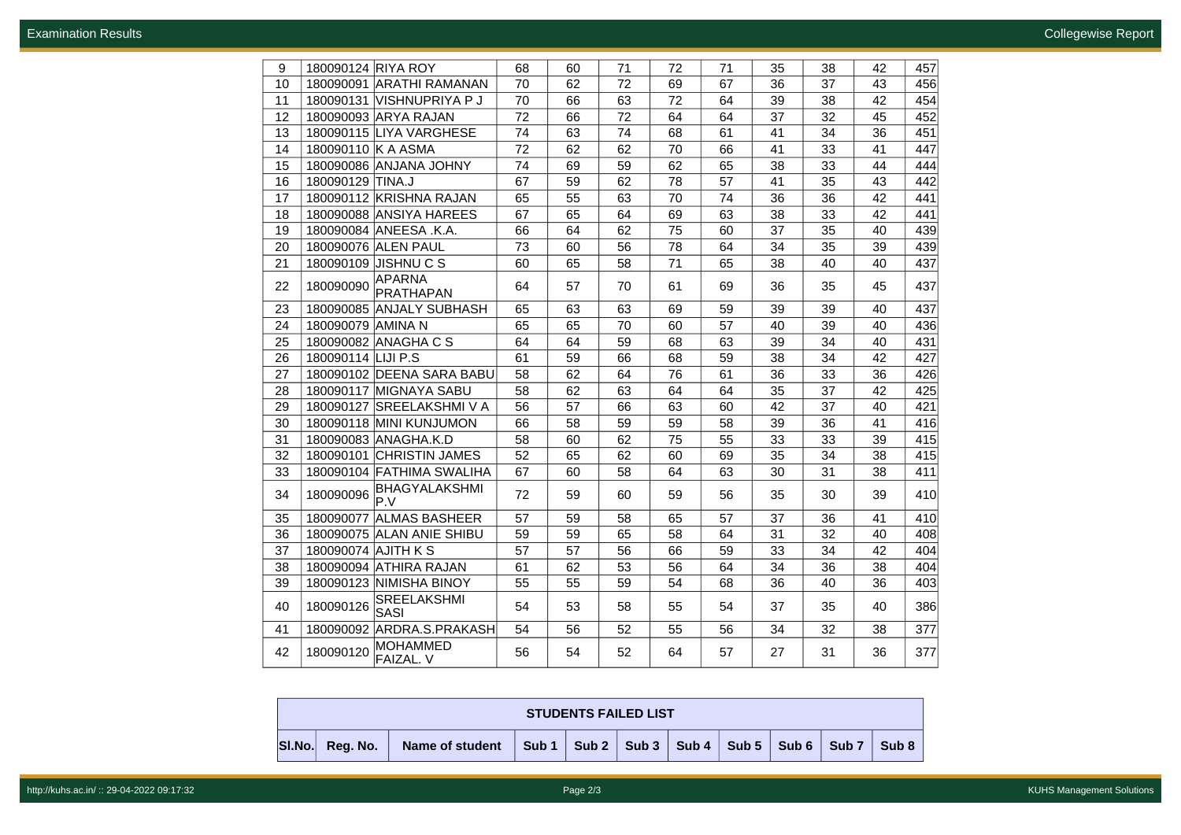| | | | | | | | | | | | |
|---|---|---|---|---|---|---|---|---|---|---|---|
| 9 | 180090124 | RIYA ROY | 68 | 60 | 71 | 72 | 71 | 35 | 38 | 42 | 457 |
| 10 | 180090091 | ARATHI RAMANAN | 70 | 62 | 72 | 69 | 67 | 36 | 37 | 43 | 456 |
| 11 | 180090131 | VISHNUPRIYA P J | 70 | 66 | 63 | 72 | 64 | 39 | 38 | 42 | 454 |
| 12 | 180090093 | ARYA RAJAN | 72 | 66 | 72 | 64 | 64 | 37 | 32 | 45 | 452 |
| 13 | 180090115 | LIYA VARGHESE | 74 | 63 | 74 | 68 | 61 | 41 | 34 | 36 | 451 |
| 14 | 180090110 | K A ASMA | 72 | 62 | 62 | 70 | 66 | 41 | 33 | 41 | 447 |
| 15 | 180090086 | ANJANA JOHNY | 74 | 69 | 59 | 62 | 65 | 38 | 33 | 44 | 444 |
| 16 | 180090129 | TINA.J | 67 | 59 | 62 | 78 | 57 | 41 | 35 | 43 | 442 |
| 17 | 180090112 | KRISHNA RAJAN | 65 | 55 | 63 | 70 | 74 | 36 | 36 | 42 | 441 |
| 18 | 180090088 | ANSIYA HAREES | 67 | 65 | 64 | 69 | 63 | 38 | 33 | 42 | 441 |
| 19 | 180090084 | ANEESA .K.A. | 66 | 64 | 62 | 75 | 60 | 37 | 35 | 40 | 439 |
| 20 | 180090076 | ALEN PAUL | 73 | 60 | 56 | 78 | 64 | 34 | 35 | 39 | 439 |
| 21 | 180090109 | JISHNU C S | 60 | 65 | 58 | 71 | 65 | 38 | 40 | 40 | 437 |
| 22 | 180090090 | APARNA PRATHAPAN | 64 | 57 | 70 | 61 | 69 | 36 | 35 | 45 | 437 |
| 23 | 180090085 | ANJALY SUBHASH | 65 | 63 | 63 | 69 | 59 | 39 | 39 | 40 | 437 |
| 24 | 180090079 | AMINA N | 65 | 65 | 70 | 60 | 57 | 40 | 39 | 40 | 436 |
| 25 | 180090082 | ANAGHA C S | 64 | 64 | 59 | 68 | 63 | 39 | 34 | 40 | 431 |
| 26 | 180090114 | LIJI P.S | 61 | 59 | 66 | 68 | 59 | 38 | 34 | 42 | 427 |
| 27 | 180090102 | DEENA SARA BABU | 58 | 62 | 64 | 76 | 61 | 36 | 33 | 36 | 426 |
| 28 | 180090117 | MIGNAYA SABU | 58 | 62 | 63 | 64 | 64 | 35 | 37 | 42 | 425 |
| 29 | 180090127 | SREELAKSHMI V A | 56 | 57 | 66 | 63 | 60 | 42 | 37 | 40 | 421 |
| 30 | 180090118 | MINI KUNJUMON | 66 | 58 | 59 | 59 | 58 | 39 | 36 | 41 | 416 |
| 31 | 180090083 | ANAGHA.K.D | 58 | 60 | 62 | 75 | 55 | 33 | 33 | 39 | 415 |
| 32 | 180090101 | CHRISTIN JAMES | 52 | 65 | 62 | 60 | 69 | 35 | 34 | 38 | 415 |
| 33 | 180090104 | FATHIMA SWALIHA | 67 | 60 | 58 | 64 | 63 | 30 | 31 | 38 | 411 |
| 34 | 180090096 | BHAGYALAKSHMI P.V | 72 | 59 | 60 | 59 | 56 | 35 | 30 | 39 | 410 |
| 35 | 180090077 | ALMAS BASHEER | 57 | 59 | 58 | 65 | 57 | 37 | 36 | 41 | 410 |
| 36 | 180090075 | ALAN ANIE SHIBU | 59 | 59 | 65 | 58 | 64 | 31 | 32 | 40 | 408 |
| 37 | 180090074 | AJITH K S | 57 | 57 | 56 | 66 | 59 | 33 | 34 | 42 | 404 |
| 38 | 180090094 | ATHIRA RAJAN | 61 | 62 | 53 | 56 | 64 | 34 | 36 | 38 | 404 |
| 39 | 180090123 | NIMISHA BINOY | 55 | 55 | 59 | 54 | 68 | 36 | 40 | 36 | 403 |
| 40 | 180090126 | SREELAKSHMI SASI | 54 | 53 | 58 | 55 | 54 | 37 | 35 | 40 | 386 |
| 41 | 180090092 | ARDRA.S.PRAKASH | 54 | 56 | 52 | 55 | 56 | 34 | 32 | 38 | 377 |
| 42 | 180090120 | MOHAMMED FAIZAL. V | 56 | 54 | 52 | 64 | 57 | 27 | 31 | 36 | 377 |

**STUDENTS FAILED LIST**

| Sl.No. | Reg. No. | Name of student | Sub 1 | Sub 2 | Sub 3 | Sub 4 | Sub 5 | Sub 6 | Sub 7 | Sub 8 |
|---|---|---|---|---|---|---|---|---|---|---|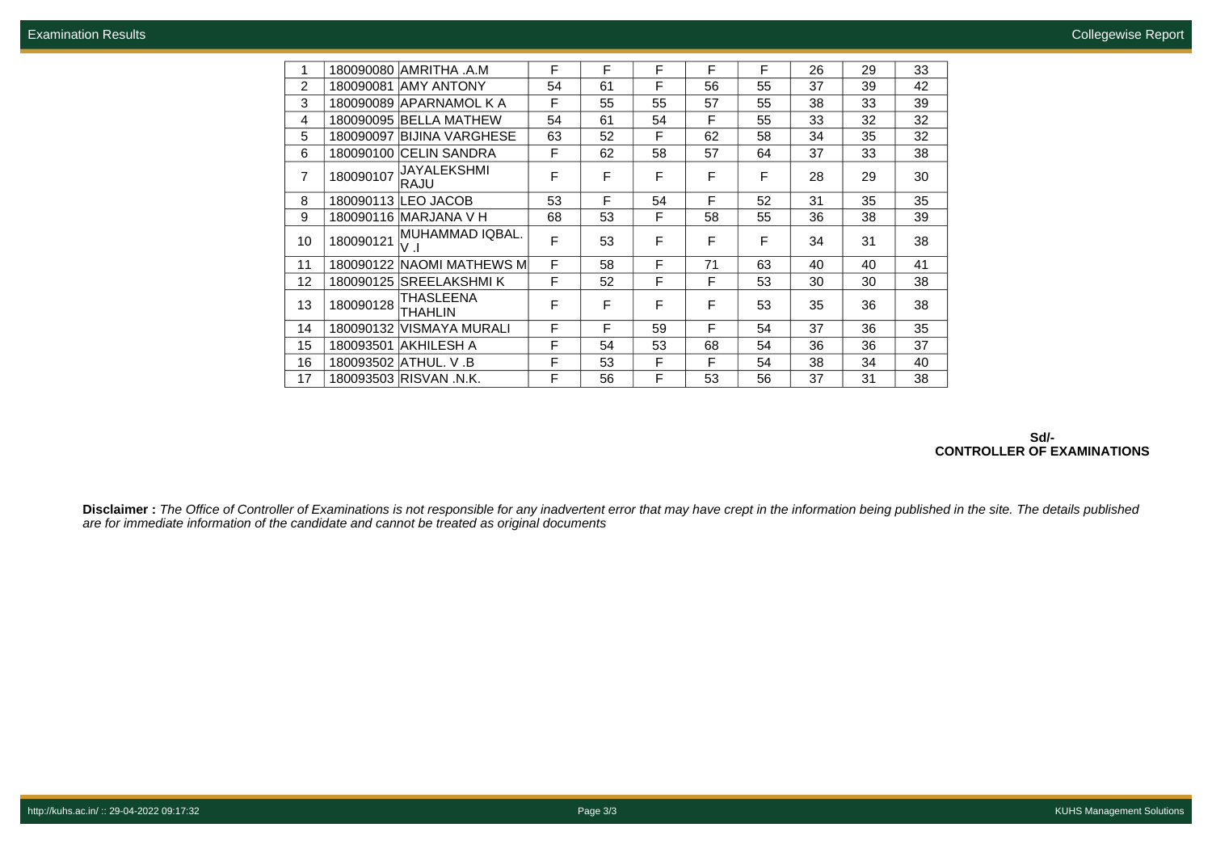| | | | | | | | | | | |
|---|---|---|---|---|---|---|---|---|---|---|
| 1 | 180090080 | AMRITHA .A.M | F | F | F | F | F | 26 | 29 | 33 |
| 2 | 180090081 | AMY ANTONY | 54 | 61 | F | 56 | 55 | 37 | 39 | 42 |
| 3 | 180090089 | APARNAMOL K A | F | 55 | 55 | 57 | 55 | 38 | 33 | 39 |
| 4 | 180090095 | BELLA MATHEW | 54 | 61 | 54 | F | 55 | 33 | 32 | 32 |
| 5 | 180090097 | BIJINA VARGHESE | 63 | 52 | F | 62 | 58 | 34 | 35 | 32 |
| 6 | 180090100 | CELIN SANDRA | F | 62 | 58 | 57 | 64 | 37 | 33 | 38 |
| 7 | 180090107 | JAYALEKSHMI RAJU | F | F | F | F | F | 28 | 29 | 30 |
| 8 | 180090113 | LEO JACOB | 53 | F | 54 | F | 52 | 31 | 35 | 35 |
| 9 | 180090116 | MARJANA V H | 68 | 53 | F | 58 | 55 | 36 | 38 | 39 |
| 10 | 180090121 | MUHAMMAD IQBAL. V .I | F | 53 | F | F | F | 34 | 31 | 38 |
| 11 | 180090122 | NAOMI MATHEWS M | F | 58 | F | 71 | 63 | 40 | 40 | 41 |
| 12 | 180090125 | SREELAKSHMI K | F | 52 | F | F | 53 | 30 | 30 | 38 |
| 13 | 180090128 | THASLEENA THAHLIN | F | F | F | F | 53 | 35 | 36 | 38 |
| 14 | 180090132 | VISMAYA MURALI | F | F | 59 | F | 54 | 37 | 36 | 35 |
| 15 | 180093501 | AKHILESH A | F | 54 | 53 | 68 | 54 | 36 | 36 | 37 |
| 16 | 180093502 | ATHUL. V .B | F | 53 | F | F | 54 | 38 | 34 | 40 |
| 17 | 180093503 | RISVAN .N.K. | F | 56 | F | 53 | 56 | 37 | 31 | 38 |

**Sd/-**
**CONTROLLER OF EXAMINATIONS**

**Disclaimer :** *The Office of Controller of Examinations is not responsible for any inadvertent error that may have crept in the information being published in the site. The details published are for immediate information of the candidate and cannot be treated as original documents*